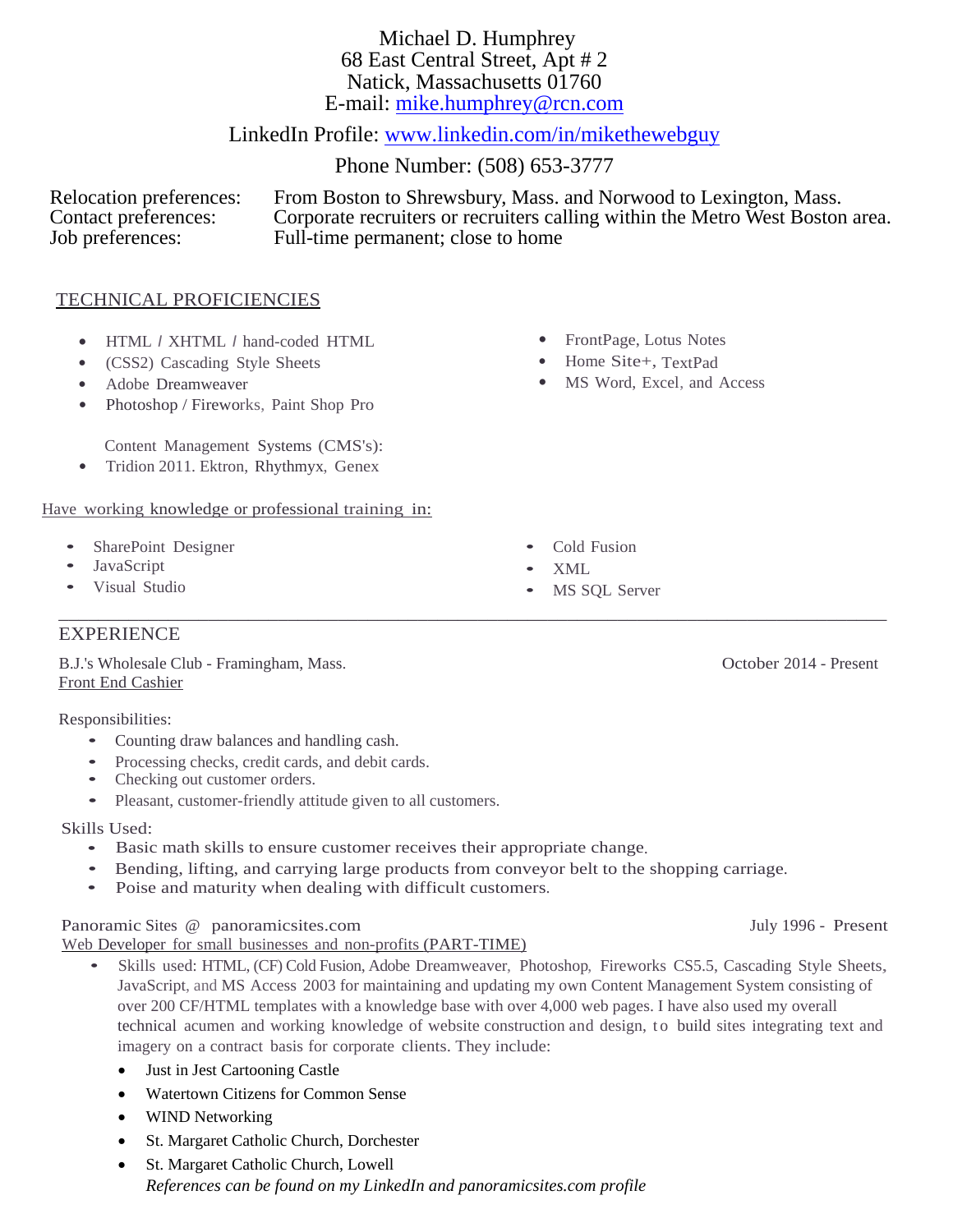# Michael D. Humphrey

68 East Central Street, Apt # 2
Natick, Massachusetts 01760
E-mail: mike.humphrey@rcn.com

LinkedIn Profile: www.linkedin.com/in/mikethewebguy

Phone Number: (508) 653-3777

| | |
|---|---|
| Relocation preferences: | From Boston to Shrewsbury, Mass. and Norwood to Lexington, Mass. |
| Contact preferences: | Corporate recruiters or recruiters calling within the Metro West Boston area. |
| Job preferences: | Full-time permanent; close to home |

## TECHNICAL PROFICIENCIES

- HTML / XHTML / hand-coded HTML
- (CSS2) Cascading Style Sheets
- Adobe Dreamweaver
- Photoshop / Fireworks, Paint Shop Pro
- FrontPage, Lotus Notes
- Home Site+, TextPad
- MS Word, Excel, and Access

Content Management Systems (CMS's):

- Tridion 2011. Ektron, Rhythmyx, Genex

Have working knowledge or professional training in:

- SharePoint Designer
- JavaScript
- Visual Studio
- Cold Fusion
- XML
- MS SQL Server

## EXPERIENCE

B.J.'s Wholesale Club - Framingham, Mass. — October 2014 - Present
Front End Cashier

Responsibilities:

- Counting draw balances and handling cash.
- Processing checks, credit cards, and debit cards.
- Checking out customer orders.
- Pleasant, customer-friendly attitude given to all customers.

Skills Used:

- Basic math skills to ensure customer receives their appropriate change.
- Bending, lifting, and carrying large products from conveyor belt to the shopping carriage.
- Poise and maturity when dealing with difficult customers.

Panoramic Sites @ panoramicsites.com — July 1996 - Present
Web Developer for small businesses and non-profits (PART-TIME)

- Skills used: HTML, (CF) Cold Fusion, Adobe Dreamweaver, Photoshop, Fireworks CS5.5, Cascading Style Sheets, JavaScript, and MS Access 2003 for maintaining and updating my own Content Management System consisting of over 200 CF/HTML templates with a knowledge base with over 4,000 web pages. I have also used my overall technical acumen and working knowledge of website construction and design, to build sites integrating text and imagery on a contract basis for corporate clients. They include:
  - Just in Jest Cartooning Castle
  - Watertown Citizens for Common Sense
  - WIND Networking
  - St. Margaret Catholic Church, Dorchester
  - St. Margaret Catholic Church, Lowell

  *References can be found on my LinkedIn and panoramicsites.com profile*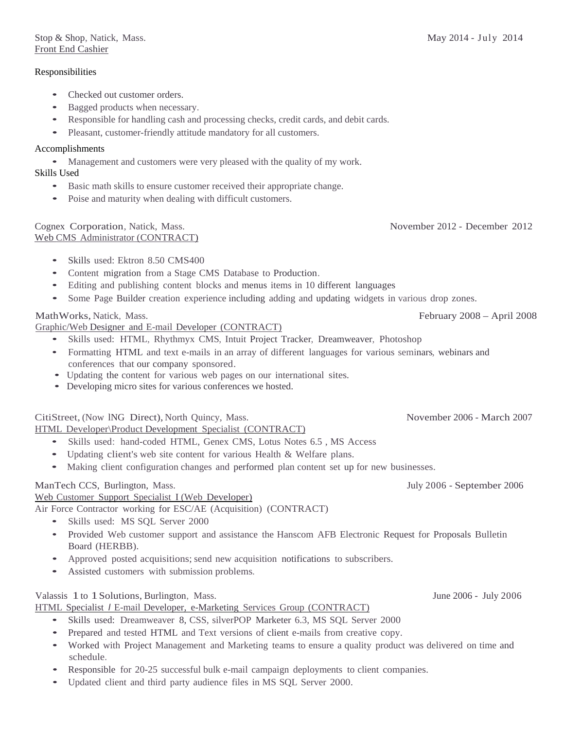Stop & Shop, Natick, Mass. May 2014 - July 2014
Front End Cashier

Responsibilities

- Checked out customer orders.
- Bagged products when necessary.
- Responsible for handling cash and processing checks, credit cards, and debit cards.
- Pleasant, customer-friendly attitude mandatory for all customers.

Accomplishments

- Management and customers were very pleased with the quality of my work.

Skills Used

- Basic math skills to ensure customer received their appropriate change.
- Poise and maturity when dealing with difficult customers.

Cognex Corporation, Natick, Mass. November 2012 - December 2012
Web CMS Administrator (CONTRACT)

- Skills used: Ektron 8.50 CMS400
- Content migration from a Stage CMS Database to Production.
- Editing and publishing content blocks and menus items in 10 different languages
- Some Page Builder creation experience including adding and updating widgets in various drop zones.

MathWorks, Natick, Mass. February 2008 – April 2008
Graphic/Web Designer and E-mail Developer (CONTRACT)

- Skills used: HTML, Rhythmyx CMS, Intuit Project Tracker, Dreamweaver, Photoshop
- Formatting HTML and text e-mails in an array of different languages for various seminars, webinars and conferences that our company sponsored.
- Updating the content for various web pages on our international sites.
- Developing micro sites for various conferences we hosted.

CitiStreet, (Now lNG Direct), North Quincy, Mass. November 2006 - March 2007
HTML Developer\Product Development Specialist (CONTRACT)

- Skills used: hand-coded HTML, Genex CMS, Lotus Notes 6.5 , MS Access
- Updating client's web site content for various Health & Welfare plans.
- Making client configuration changes and performed plan content set up for new businesses.

ManTech CCS, Burlington, Mass. July 2006 - September 2006
Web Customer Support Specialist I (Web Developer)
Air Force Contractor working for ESC/AE (Acquisition) (CONTRACT)

- Skills used: MS SQL Server 2000
- Provided Web customer support and assistance the Hanscom AFB Electronic Request for Proposals Bulletin Board (HERBB).
- Approved posted acquisitions; send new acquisition notifications to subscribers.
- Assisted customers with submission problems.

Valassis 1 to 1 Solutions, Burlington, Mass. June 2006 - July 2006
HTML Specialist / E-mail Developer, e-Marketing Services Group (CONTRACT)

- Skills used: Dreamweaver 8, CSS, silverPOP Marketer 6.3, MS SQL Server 2000
- Prepared and tested HTML and Text versions of client e-mails from creative copy.
- Worked with Project Management and Marketing teams to ensure a quality product was delivered on time and schedule.
- Responsible for 20-25 successful bulk e-mail campaign deployments to client companies.
- Updated client and third party audience files in MS SQL Server 2000.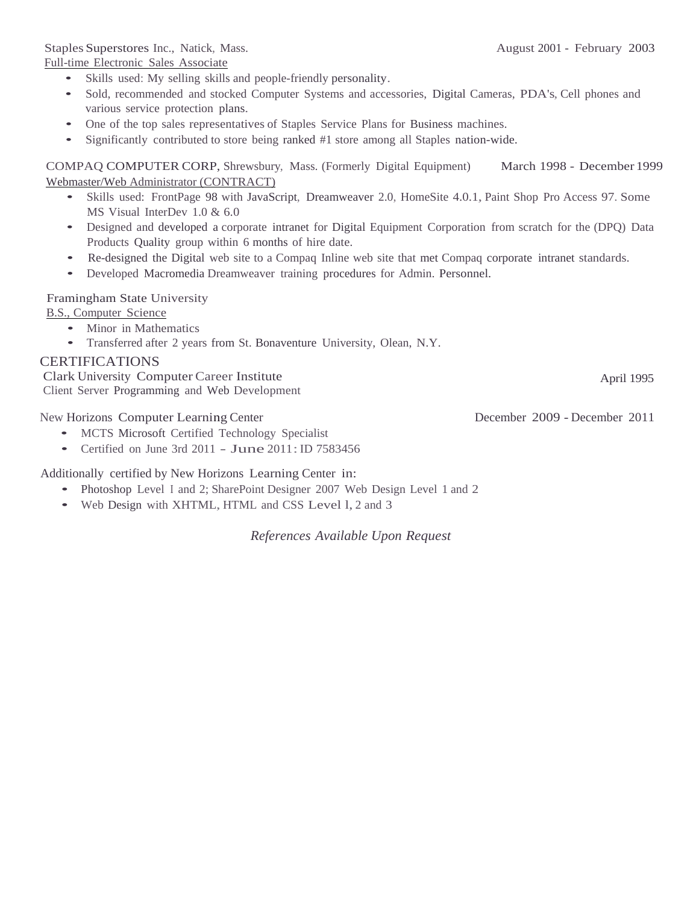Staples Superstores Inc., Natick, Mass. August 2001 - February 2003

Full-time Electronic Sales Associate

- Skills used: My selling skills and people-friendly personality.
- Sold, recommended and stocked Computer Systems and accessories, Digital Cameras, PDA's, Cell phones and various service protection plans.
- One of the top sales representatives of Staples Service Plans for Business machines.
- Significantly contributed to store being ranked #1 store among all Staples nation-wide.

COMPAQ COMPUTER CORP, Shrewsbury, Mass. (Formerly Digital Equipment) March 1998 - December 1999

Webmaster/Web Administrator (CONTRACT)

- Skills used: FrontPage 98 with JavaScript, Dreamweaver 2.0, HomeSite 4.0.1, Paint Shop Pro Access 97. Some MS Visual InterDev 1.0 & 6.0
- Designed and developed a corporate intranet for Digital Equipment Corporation from scratch for the (DPQ) Data Products Quality group within 6 months of hire date.
- Re-designed the Digital web site to a Compaq Inline web site that met Compaq corporate intranet standards.
- Developed Macromedia Dreamweaver training procedures for Admin. Personnel.

Framingham State University

B.S., Computer Science

- Minor in Mathematics
- Transferred after 2 years from St. Bonaventure University, Olean, N.Y.

## CERTIFICATIONS

Clark University Computer Career Institute April 1995

Client Server Programming and Web Development

New Horizons Computer Learning Center December 2009 - December 2011

- MCTS Microsoft Certified Technology Specialist
- Certified on June 3rd 2011 - June 2011: ID 7583456

Additionally certified by New Horizons Learning Center in:

- Photoshop Level 1 and 2; SharePoint Designer 2007 Web Design Level 1 and 2
- Web Design with XHTML, HTML and CSS Level 1, 2 and 3

*References Available Upon Request*